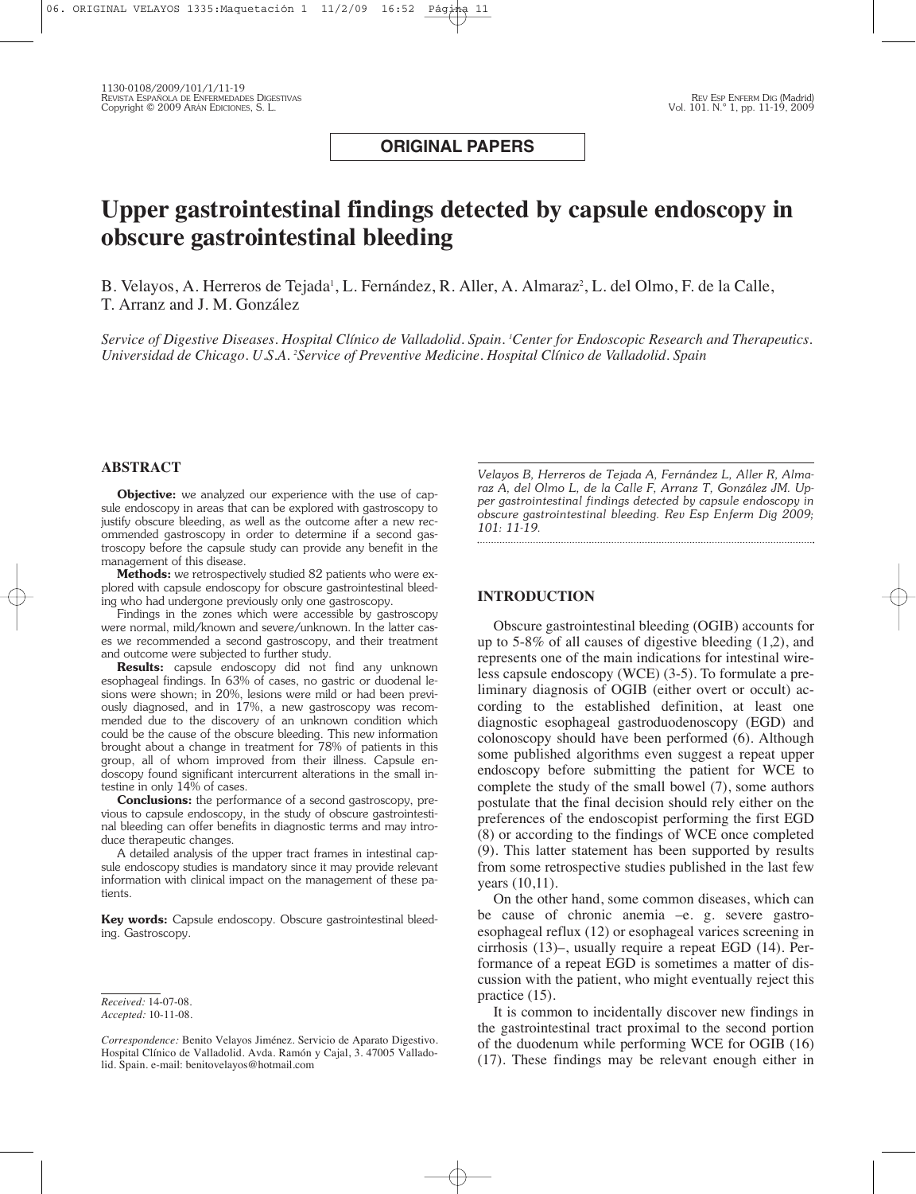ORIGINAL PAPERS

# Upper gastrointestinal findings detected by capsule endoscopy in obscure gastrointestinal bleeding

B. Velayos, A. Herreros de Tejada[1], L. Fernández, R. Aller, A. Almaraz[2], L. del Olmo, F. de la Calle, T. Arranz and J. M. González

*Service of Digestive Diseases. Hospital Clínico de Valladolid. Spain. [1]Center for Endoscopic Research and Therapeutics. Universidad de Chicago. U.S.A. [2]Service of Preventive Medicine. Hospital Clínico de Valladolid. Spain*

## ABSTRACT

**Objective:** we analyzed our experience with the use of capsule endoscopy in areas that can be explored with gastroscopy to justify obscure bleeding, as well as the outcome after a new recommended gastroscopy in order to determine if a second gastroscopy before the capsule study can provide any benefit in the management of this disease.

**Methods:** we retrospectively studied 82 patients who were explored with capsule endoscopy for obscure gastrointestinal bleeding who had undergone previously only one gastroscopy.

Findings in the zones which were accessible by gastroscopy were normal, mild/known and severe/unknown. In the latter cases we recommended a second gastroscopy, and their treatment and outcome were subjected to further study.

**Results:** capsule endoscopy did not find any unknown esophageal findings. In 63% of cases, no gastric or duodenal lesions were shown; in 20%, lesions were mild or had been previously diagnosed, and in 17%, a new gastroscopy was recommended due to the discovery of an unknown condition which could be the cause of the obscure bleeding. This new information brought about a change in treatment for 78% of patients in this group, all of whom improved from their illness. Capsule endoscopy found significant intercurrent alterations in the small intestine in only 14% of cases.

**Conclusions:** the performance of a second gastroscopy, previous to capsule endoscopy, in the study of obscure gastrointestinal bleeding can offer benefits in diagnostic terms and may introduce therapeutic changes.

A detailed analysis of the upper tract frames in intestinal capsule endoscopy studies is mandatory since it may provide relevant information with clinical impact on the management of these patients.

**Key words:** Capsule endoscopy. Obscure gastrointestinal bleeding. Gastroscopy.

*Received:* 14-07-08.
*Accepted:* 10-11-08.

*Correspondence:* Benito Velayos Jiménez. Servicio de Aparato Digestivo. Hospital Clínico de Valladolid. Avda. Ramón y Cajal, 3. 47005 Valladolid. Spain. e-mail: benitovelayos@hotmail.com

*Velayos B, Herreros de Tejada A, Fernández L, Aller R, Almaraz A, del Olmo L, de la Calle F, Arranz T, González JM. Upper gastrointestinal findings detected by capsule endoscopy in obscure gastrointestinal bleeding. Rev Esp Enferm Dig 2009; 101: 11-19.*

## INTRODUCTION

Obscure gastrointestinal bleeding (OGIB) accounts for up to 5-8% of all causes of digestive bleeding (1,2), and represents one of the main indications for intestinal wireless capsule endoscopy (WCE) (3-5). To formulate a preliminary diagnosis of OGIB (either overt or occult) according to the established definition, at least one diagnostic esophageal gastroduodenoscopy (EGD) and colonoscopy should have been performed (6). Although some published algorithms even suggest a repeat upper endoscopy before submitting the patient for WCE to complete the study of the small bowel (7), some authors postulate that the final decision should rely either on the preferences of the endoscopist performing the first EGD (8) or according to the findings of WCE once completed (9). This latter statement has been supported by results from some retrospective studies published in the last few years (10,11).

On the other hand, some common diseases, which can be cause of chronic anemia –e. g. severe gastroesophageal reflux (12) or esophageal varices screening in cirrhosis (13)–, usually require a repeat EGD (14). Performance of a repeat EGD is sometimes a matter of discussion with the patient, who might eventually reject this practice (15).

It is common to incidentally discover new findings in the gastrointestinal tract proximal to the second portion of the duodenum while performing WCE for OGIB (16) (17). These findings may be relevant enough either in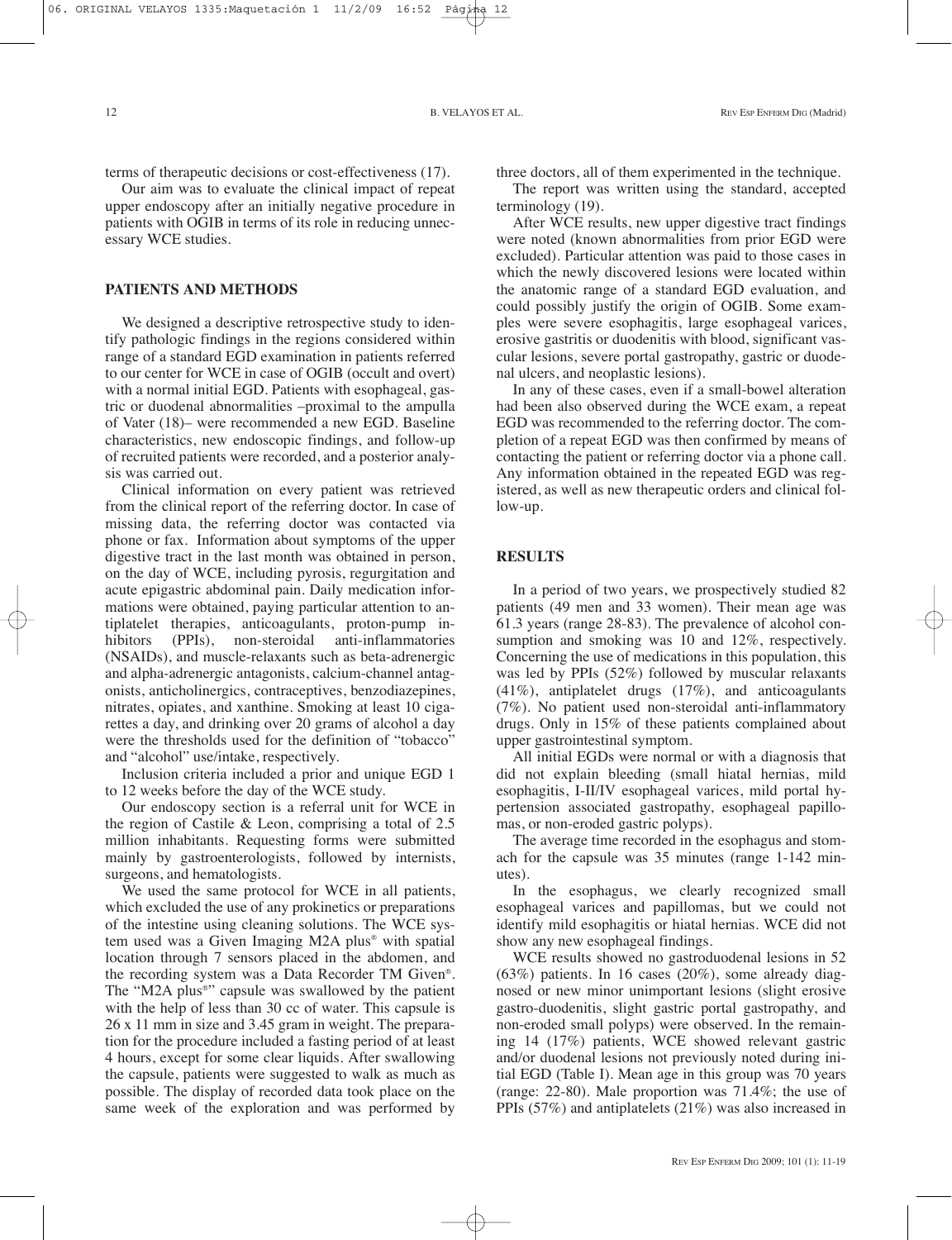terms of therapeutic decisions or cost-effectiveness (17).

Our aim was to evaluate the clinical impact of repeat upper endoscopy after an initially negative procedure in patients with OGIB in terms of its role in reducing unnecessary WCE studies.

## PATIENTS AND METHODS

We designed a descriptive retrospective study to identify pathologic findings in the regions considered within range of a standard EGD examination in patients referred to our center for WCE in case of OGIB (occult and overt) with a normal initial EGD. Patients with esophageal, gastric or duodenal abnormalities –proximal to the ampulla of Vater (18)– were recommended a new EGD. Baseline characteristics, new endoscopic findings, and follow-up of recruited patients were recorded, and a posterior analysis was carried out.

Clinical information on every patient was retrieved from the clinical report of the referring doctor. In case of missing data, the referring doctor was contacted via phone or fax. Information about symptoms of the upper digestive tract in the last month was obtained in person, on the day of WCE, including pyrosis, regurgitation and acute epigastric abdominal pain. Daily medication informations were obtained, paying particular attention to antiplatelet therapies, anticoagulants, proton-pump inhibitors (PPIs), non-steroidal anti-inflammatories (NSAIDs), and muscle-relaxants such as beta-adrenergic and alpha-adrenergic antagonists, calcium-channel antagonists, anticholinergics, contraceptives, benzodiazepines, nitrates, opiates, and xanthine. Smoking at least 10 cigarettes a day, and drinking over 20 grams of alcohol a day were the thresholds used for the definition of "tobacco" and "alcohol" use/intake, respectively.

Inclusion criteria included a prior and unique EGD 1 to 12 weeks before the day of the WCE study.

Our endoscopy section is a referral unit for WCE in the region of Castile & Leon, comprising a total of 2.5 million inhabitants. Requesting forms were submitted mainly by gastroenterologists, followed by internists, surgeons, and hematologists.

We used the same protocol for WCE in all patients, which excluded the use of any prokinetics or preparations of the intestine using cleaning solutions. The WCE system used was a Given Imaging M2A plus® with spatial location through 7 sensors placed in the abdomen, and the recording system was a Data Recorder TM Given®. The "M2A plus®" capsule was swallowed by the patient with the help of less than 30 cc of water. This capsule is 26 x 11 mm in size and 3.45 gram in weight. The preparation for the procedure included a fasting period of at least 4 hours, except for some clear liquids. After swallowing the capsule, patients were suggested to walk as much as possible. The display of recorded data took place on the same week of the exploration and was performed by three doctors, all of them experimented in the technique.

The report was written using the standard, accepted terminology (19).

After WCE results, new upper digestive tract findings were noted (known abnormalities from prior EGD were excluded). Particular attention was paid to those cases in which the newly discovered lesions were located within the anatomic range of a standard EGD evaluation, and could possibly justify the origin of OGIB. Some examples were severe esophagitis, large esophageal varices, erosive gastritis or duodenitis with blood, significant vascular lesions, severe portal gastropathy, gastric or duodenal ulcers, and neoplastic lesions).

In any of these cases, even if a small-bowel alteration had been also observed during the WCE exam, a repeat EGD was recommended to the referring doctor. The completion of a repeat EGD was then confirmed by means of contacting the patient or referring doctor via a phone call. Any information obtained in the repeated EGD was registered, as well as new therapeutic orders and clinical follow-up.

## RESULTS

In a period of two years, we prospectively studied 82 patients (49 men and 33 women). Their mean age was 61.3 years (range 28-83). The prevalence of alcohol consumption and smoking was 10 and 12%, respectively. Concerning the use of medications in this population, this was led by PPIs (52%) followed by muscular relaxants (41%), antiplatelet drugs (17%), and anticoagulants (7%). No patient used non-steroidal anti-inflammatory drugs. Only in 15% of these patients complained about upper gastrointestinal symptom.

All initial EGDs were normal or with a diagnosis that did not explain bleeding (small hiatal hernias, mild esophagitis, I-II/IV esophageal varices, mild portal hypertension associated gastropathy, esophageal papillomas, or non-eroded gastric polyps).

The average time recorded in the esophagus and stomach for the capsule was 35 minutes (range 1-142 minutes).

In the esophagus, we clearly recognized small esophageal varices and papillomas, but we could not identify mild esophagitis or hiatal hernias. WCE did not show any new esophageal findings.

WCE results showed no gastroduodenal lesions in 52 (63%) patients. In 16 cases (20%), some already diagnosed or new minor unimportant lesions (slight erosive gastro-duodenitis, slight gastric portal gastropathy, and non-eroded small polyps) were observed. In the remaining 14 (17%) patients, WCE showed relevant gastric and/or duodenal lesions not previously noted during initial EGD (Table I). Mean age in this group was 70 years (range: 22-80). Male proportion was 71.4%; the use of PPIs (57%) and antiplatelets (21%) was also increased in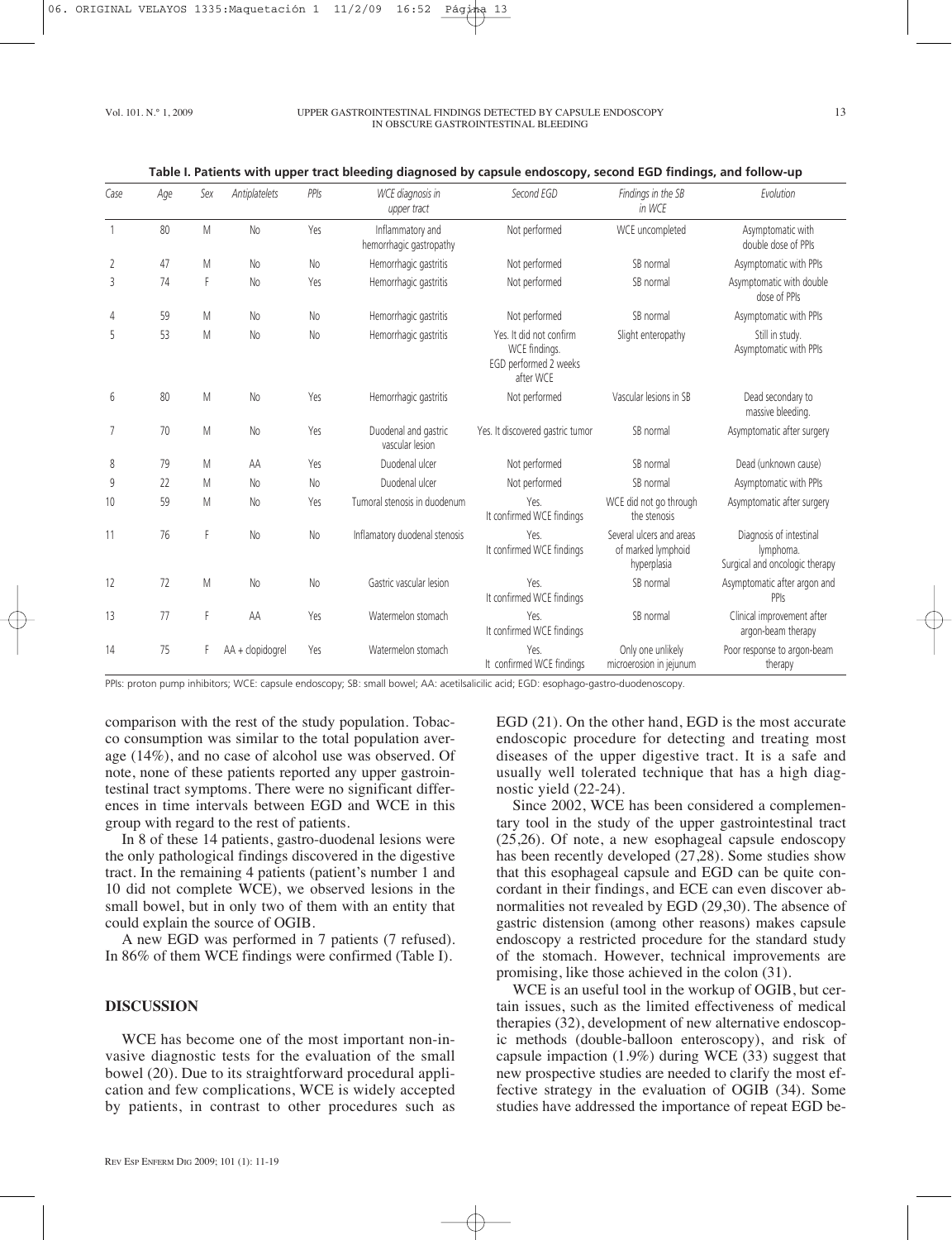**Table I. Patients with upper tract bleeding diagnosed by capsule endoscopy, second EGD findings, and follow-up**

| Case | Age | Sex | Antiplatelets | PPIs | WCE diagnosis in upper tract | Second EGD | Findings in the SB in WCE | Evolution |
|---|---|---|---|---|---|---|---|---|
| 1 | 80 | M | No | Yes | Inflammatory and hemorrhagic gastropathy | Not performed | WCE uncompleted | Asymptomatic with double dose of PPIs |
| 2 | 47 | M | No | No | Hemorrhagic gastritis | Not performed | SB normal | Asymptomatic with PPIs |
| 3 | 74 | F | No | Yes | Hemorrhagic gastritis | Not performed | SB normal | Asymptomatic with double dose of PPIs |
| 4 | 59 | M | No | No | Hemorrhagic gastritis | Not performed | SB normal | Asymptomatic with PPIs |
| 5 | 53 | M | No | No | Hemorrhagic gastritis | Yes. It did not confirm WCE findings. EGD performed 2 weeks after WCE | Slight enteropathy | Still in study. Asymptomatic with PPIs |
| 6 | 80 | M | No | Yes | Hemorrhagic gastritis | Not performed | Vascular lesions in SB | Dead secondary to massive bleeding. |
| 7 | 70 | M | No | Yes | Duodenal and gastric vascular lesion | Yes. It discovered gastric tumor | SB normal | Asymptomatic after surgery |
| 8 | 79 | M | AA | Yes | Duodenal ulcer | Not performed | SB normal | Dead (unknown cause) |
| 9 | 22 | M | No | No | Duodenal ulcer | Not performed | SB normal | Asymptomatic with PPIs |
| 10 | 59 | M | No | Yes | Tumoral stenosis in duodenum | Yes. It confirmed WCE findings | WCE did not go through the stenosis | Asymptomatic after surgery |
| 11 | 76 | F | No | No | Inflamatory duodenal stenosis | Yes. It confirmed WCE findings | Several ulcers and areas of marked lymphoid hyperplasia | Diagnosis of intestinal lymphoma. Surgical and oncologic therapy |
| 12 | 72 | M | No | No | Gastric vascular lesion | Yes. It confirmed WCE findings | SB normal | Asymptomatic after argon and PPIs |
| 13 | 77 | F | AA | Yes | Watermelon stomach | Yes. It confirmed WCE findings | SB normal | Clinical improvement after argon-beam therapy |
| 14 | 75 | F | AA + clopidogrel | Yes | Watermelon stomach | Yes. It confirmed WCE findings | Only one unlikely microerosion in jejunum | Poor response to argon-beam therapy |

PPIs: proton pump inhibitors; WCE: capsule endoscopy; SB: small bowel; AA: acetilsalicilic acid; EGD: esophago-gastro-duodenoscopy.

comparison with the rest of the study population. Tobacco consumption was similar to the total population average (14%), and no case of alcohol use was observed. Of note, none of these patients reported any upper gastrointestinal tract symptoms. There were no significant differences in time intervals between EGD and WCE in this group with regard to the rest of patients.

In 8 of these 14 patients, gastro-duodenal lesions were the only pathological findings discovered in the digestive tract. In the remaining 4 patients (patient's number 1 and 10 did not complete WCE), we observed lesions in the small bowel, but in only two of them with an entity that could explain the source of OGIB.

A new EGD was performed in 7 patients (7 refused). In 86% of them WCE findings were confirmed (Table I).

## DISCUSSION

WCE has become one of the most important non-invasive diagnostic tests for the evaluation of the small bowel (20). Due to its straightforward procedural application and few complications, WCE is widely accepted by patients, in contrast to other procedures such as EGD (21). On the other hand, EGD is the most accurate endoscopic procedure for detecting and treating most diseases of the upper digestive tract. It is a safe and usually well tolerated technique that has a high diagnostic yield (22-24).

Since 2002, WCE has been considered a complementary tool in the study of the upper gastrointestinal tract (25,26). Of note, a new esophageal capsule endoscopy has been recently developed (27,28). Some studies show that this esophageal capsule and EGD can be quite concordant in their findings, and ECE can even discover abnormalities not revealed by EGD (29,30). The absence of gastric distension (among other reasons) makes capsule endoscopy a restricted procedure for the standard study of the stomach. However, technical improvements are promising, like those achieved in the colon (31).

WCE is an useful tool in the workup of OGIB, but certain issues, such as the limited effectiveness of medical therapies (32), development of new alternative endoscopic methods (double-balloon enteroscopy), and risk of capsule impaction (1.9%) during WCE (33) suggest that new prospective studies are needed to clarify the most effective strategy in the evaluation of OGIB (34). Some studies have addressed the importance of repeat EGD be-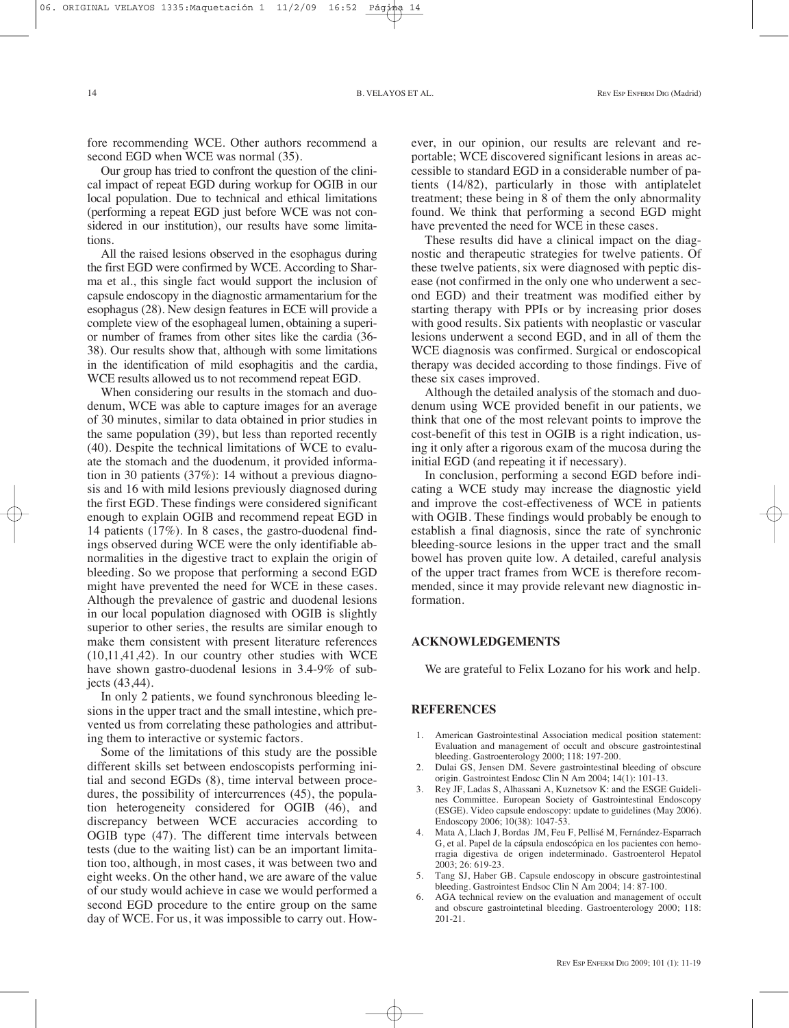fore recommending WCE. Other authors recommend a second EGD when WCE was normal (35).

Our group has tried to confront the question of the clinical impact of repeat EGD during workup for OGIB in our local population. Due to technical and ethical limitations (performing a repeat EGD just before WCE was not considered in our institution), our results have some limitations.

All the raised lesions observed in the esophagus during the first EGD were confirmed by WCE. According to Sharma et al., this single fact would support the inclusion of capsule endoscopy in the diagnostic armamentarium for the esophagus (28). New design features in ECE will provide a complete view of the esophageal lumen, obtaining a superior number of frames from other sites like the cardia (36-38). Our results show that, although with some limitations in the identification of mild esophagitis and the cardia, WCE results allowed us to not recommend repeat EGD.

When considering our results in the stomach and duodenum, WCE was able to capture images for an average of 30 minutes, similar to data obtained in prior studies in the same population (39), but less than reported recently (40). Despite the technical limitations of WCE to evaluate the stomach and the duodenum, it provided information in 30 patients (37%): 14 without a previous diagnosis and 16 with mild lesions previously diagnosed during the first EGD. These findings were considered significant enough to explain OGIB and recommend repeat EGD in 14 patients (17%). In 8 cases, the gastro-duodenal findings observed during WCE were the only identifiable abnormalities in the digestive tract to explain the origin of bleeding. So we propose that performing a second EGD might have prevented the need for WCE in these cases. Although the prevalence of gastric and duodenal lesions in our local population diagnosed with OGIB is slightly superior to other series, the results are similar enough to make them consistent with present literature references (10,11,41,42). In our country other studies with WCE have shown gastro-duodenal lesions in 3.4-9% of subjects (43,44).

In only 2 patients, we found synchronous bleeding lesions in the upper tract and the small intestine, which prevented us from correlating these pathologies and attributing them to interactive or systemic factors.

Some of the limitations of this study are the possible different skills set between endoscopists performing initial and second EGDs (8), time interval between procedures, the possibility of intercurrences (45), the population heterogeneity considered for OGIB (46), and discrepancy between WCE accuracies according to OGIB type (47). The different time intervals between tests (due to the waiting list) can be an important limitation too, although, in most cases, it was between two and eight weeks. On the other hand, we are aware of the value of our study would achieve in case we would performed a second EGD procedure to the entire group on the same day of WCE. For us, it was impossible to carry out. However, in our opinion, our results are relevant and reportable; WCE discovered significant lesions in areas accessible to standard EGD in a considerable number of patients (14/82), particularly in those with antiplatelet treatment; these being in 8 of them the only abnormality found. We think that performing a second EGD might have prevented the need for WCE in these cases.

These results did have a clinical impact on the diagnostic and therapeutic strategies for twelve patients. Of these twelve patients, six were diagnosed with peptic disease (not confirmed in the only one who underwent a second EGD) and their treatment was modified either by starting therapy with PPIs or by increasing prior doses with good results. Six patients with neoplastic or vascular lesions underwent a second EGD, and in all of them the WCE diagnosis was confirmed. Surgical or endoscopical therapy was decided according to those findings. Five of these six cases improved.

Although the detailed analysis of the stomach and duodenum using WCE provided benefit in our patients, we think that one of the most relevant points to improve the cost-benefit of this test in OGIB is a right indication, using it only after a rigorous exam of the mucosa during the initial EGD (and repeating it if necessary).

In conclusion, performing a second EGD before indicating a WCE study may increase the diagnostic yield and improve the cost-effectiveness of WCE in patients with OGIB. These findings would probably be enough to establish a final diagnosis, since the rate of synchronic bleeding-source lesions in the upper tract and the small bowel has proven quite low. A detailed, careful analysis of the upper tract frames from WCE is therefore recommended, since it may provide relevant new diagnostic information.

## ACKNOWLEDGEMENTS

We are grateful to Felix Lozano for his work and help.

## REFERENCES

1. American Gastrointestinal Association medical position statement: Evaluation and management of occult and obscure gastrointestinal bleeding. Gastroenterology 2000; 118: 197-200.
2. Dulai GS, Jensen DM. Severe gastrointestinal bleeding of obscure origin. Gastrointest Endosc Clin N Am 2004; 14(1): 101-13.
3. Rey JF, Ladas S, Alhassani A, Kuznetsov K: and the ESGE Guidelines Committee. European Society of Gastrointestinal Endoscopy (ESGE). Video capsule endoscopy: update to guidelines (May 2006). Endoscopy 2006; 10(38): 1047-53.
4. Mata A, Llach J, Bordas JM, Feu F, Pellisé M, Fernández-Esparrach G, et al. Papel de la cápsula endoscópica en los pacientes con hemorragia digestiva de origen indeterminado. Gastroenterol Hepatol 2003; 26: 619-23.
5. Tang SJ, Haber GB. Capsule endoscopy in obscure gastrointestinal bleeding. Gastrointest Endsoc Clin N Am 2004; 14: 87-100.
6. AGA technical review on the evaluation and management of occult and obscure gastrointetinal bleeding. Gastroenterology 2000; 118: 201-21.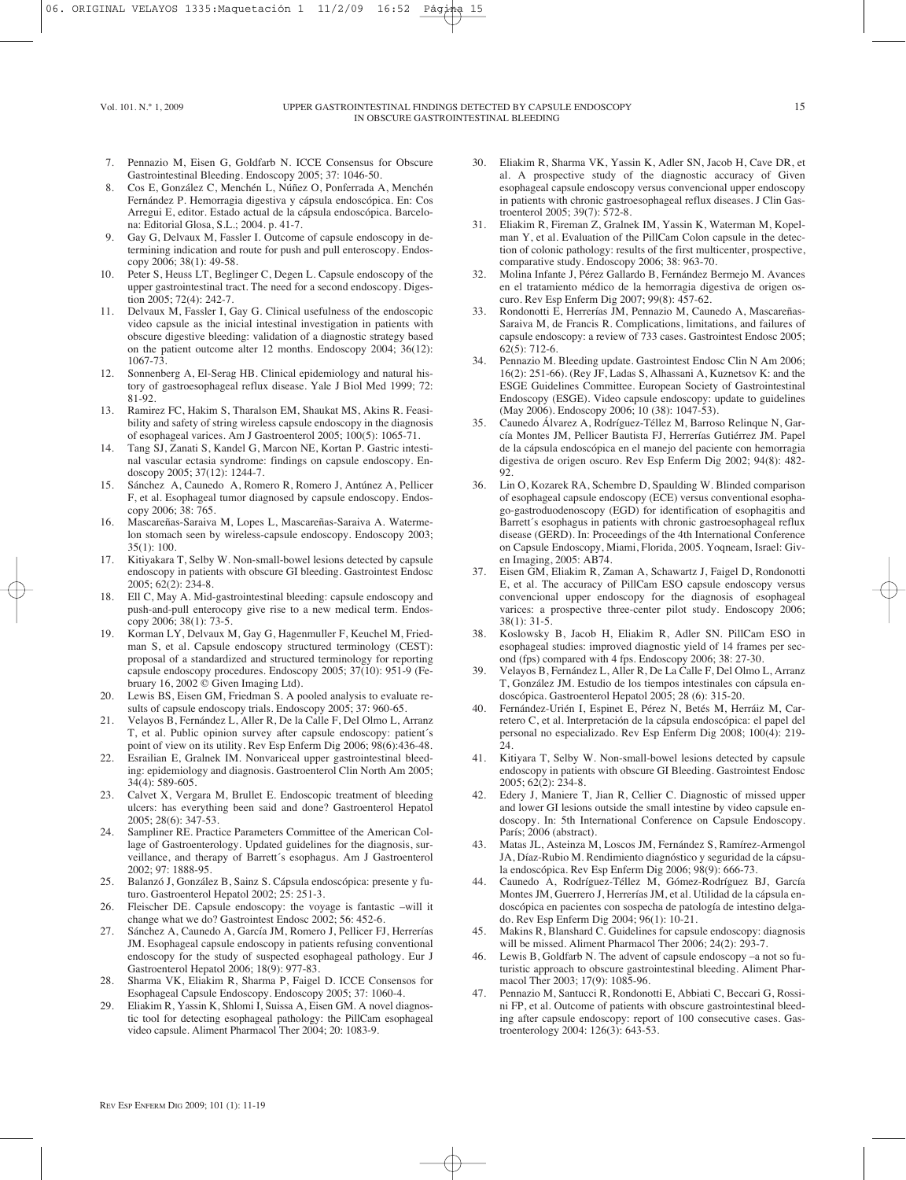7. Pennazio M, Eisen G, Goldfarb N. ICCE Consensus for Obscure Gastrointestinal Bleeding. Endoscopy 2005; 37: 1046-50.
8. Cos E, González C, Menchén L, Núñez O, Ponferrada A, Menchén Fernández P. Hemorragia digestiva y cápsula endoscópica. En: Cos Arregui E, editor. Estado actual de la cápsula endoscópica. Barcelona: Editorial Glosa, S.L.; 2004. p. 41-7.
9. Gay G, Delvaux M, Fassler I. Outcome of capsule endoscopy in determining indication and route for push and pull enteroscopy. Endoscopy 2006; 38(1): 49-58.
10. Peter S, Heuss LT, Beglinger C, Degen L. Capsule endoscopy of the upper gastrointestinal tract. The need for a second endoscopy. Digestion 2005; 72(4): 242-7.
11. Delvaux M, Fassler I, Gay G. Clinical usefulness of the endoscopic video capsule as the inicial intestinal investigation in patients with obscure digestive bleeding: validation of a diagnostic strategy based on the patient outcome alter 12 months. Endoscopy 2004; 36(12): 1067-73.
12. Sonnenberg A, El-Serag HB. Clinical epidemiology and natural history of gastroesophageal reflux disease. Yale J Biol Med 1999; 72: 81-92.
13. Ramirez FC, Hakim S, Tharalson EM, Shaukat MS, Akins R. Feasibility and safety of string wireless capsule endoscopy in the diagnosis of esophageal varices. Am J Gastroenterol 2005; 100(5): 1065-71.
14. Tang SJ, Zanati S, Kandel G, Marcon NE, Kortan P. Gastric intestinal vascular ectasia syndrome: findings on capsule endoscopy. Endoscopy 2005; 37(12): 1244-7.
15. Sánchez A, Caunedo A, Romero R, Romero J, Antúnez A, Pellicer F, et al. Esophageal tumor diagnosed by capsule endoscopy. Endoscopy 2006; 38: 765.
16. Mascareñas-Saraiva M, Lopes L, Mascareñas-Saraiva A. Watermelon stomach seen by wireless-capsule endoscopy. Endoscopy 2003; 35(1): 100.
17. Kitiyakara T, Selby W. Non-small-bowel lesions detected by capsule endoscopy in patients with obscure GI bleeding. Gastrointest Endosc 2005; 62(2): 234-8.
18. Ell C, May A. Mid-gastrointestinal bleeding: capsule endoscopy and push-and-pull enterocopy give rise to a new medical term. Endoscopy 2006; 38(1): 73-5.
19. Korman LY, Delvaux M, Gay G, Hagenmuller F, Keuchel M, Friedman S, et al. Capsule endoscopy structured terminology (CEST): proposal of a standardized and structured terminology for reporting capsule endoscopy procedures. Endoscopy 2005; 37(10): 951-9 (February 16, 2002 © Given Imaging Ltd).
20. Lewis BS, Eisen GM, Friedman S. A pooled analysis to evaluate results of capsule endoscopy trials. Endoscopy 2005; 37: 960-65.
21. Velayos B, Fernández L, Aller R, De la Calle F, Del Olmo L, Arranz T, et al. Public opinion survey after capsule endoscopy: patient´s point of view on its utility. Rev Esp Enferm Dig 2006; 98(6):436-48.
22. Esrailian E, Gralnek IM. Nonvariceal upper gastrointestinal bleeding: epidemiology and diagnosis. Gastroenterol Clin North Am 2005; 34(4): 589-605.
23. Calvet X, Vergara M, Brullet E. Endoscopic treatment of bleeding ulcers: has everything been said and done? Gastroenterol Hepatol 2005; 28(6): 347-53.
24. Sampliner RE. Practice Parameters Committee of the American Collage of Gastroenterology. Updated guidelines for the diagnosis, surveillance, and therapy of Barrett´s esophagus. Am J Gastroenterol 2002; 97: 1888-95.
25. Balanzó J, González B, Sainz S. Cápsula endoscópica: presente y futuro. Gastroenterol Hepatol 2002; 25: 251-3.
26. Fleischer DE. Capsule endoscopy: the voyage is fantastic –will it change what we do? Gastrointest Endosc 2002; 56: 452-6.
27. Sánchez A, Caunedo A, García JM, Romero J, Pellicer FJ, Herrerías JM. Esophageal capsule endoscopy in patients refusing conventional endoscopy for the study of suspected esophageal pathology. Eur J Gastroenterol Hepatol 2006; 18(9): 977-83.
28. Sharma VK, Eliakim R, Sharma P, Faigel D. ICCE Consensos for Esophageal Capsule Endoscopy. Endoscopy 2005; 37: 1060-4.
29. Eliakim R, Yassin K, Shlomi I, Suissa A, Eisen GM. A novel diagnostic tool for detecting esophageal pathology: the PillCam esophageal video capsule. Aliment Pharmacol Ther 2004; 20: 1083-9.
30. Eliakim R, Sharma VK, Yassin K, Adler SN, Jacob H, Cave DR, et al. A prospective study of the diagnostic accuracy of Given esophageal capsule endoscopy versus convencional upper endoscopy in patients with chronic gastroesophageal reflux diseases. J Clin Gastroenterol 2005; 39(7): 572-8.
31. Eliakim R, Fireman Z, Gralnek IM, Yassin K, Waterman M, Kopelman Y, et al. Evaluation of the PillCam Colon capsule in the detection of colonic pathology: results of the first multicenter, prospective, comparative study. Endoscopy 2006; 38: 963-70.
32. Molina Infante J, Pérez Gallardo B, Fernández Bermejo M. Avances en el tratamiento médico de la hemorragia digestiva de origen oscuro. Rev Esp Enferm Dig 2007; 99(8): 457-62.
33. Rondonotti E, Herrerías JM, Pennazio M, Caunedo A, Mascareñas-Saraiva M, de Francis R. Complications, limitations, and failures of capsule endoscopy: a review of 733 cases. Gastrointest Endosc 2005; 62(5): 712-6.
34. Pennazio M. Bleeding update. Gastrointest Endosc Clin N Am 2006; 16(2): 251-66). (Rey JF, Ladas S, Alhassani A, Kuznetsov K: and the ESGE Guidelines Committee. European Society of Gastrointestinal Endoscopy (ESGE). Video capsule endoscopy: update to guidelines (May 2006). Endoscopy 2006; 10 (38): 1047-53).
35. Caunedo Álvarez A, Rodríguez-Téllez M, Barroso Relinque N, García Montes JM, Pellicer Bautista FJ, Herrerías Gutiérrez JM. Papel de la cápsula endoscópica en el manejo del paciente con hemorragia digestiva de origen oscuro. Rev Esp Enferm Dig 2002; 94(8): 482-92.
36. Lin O, Kozarek RA, Schembre D, Spaulding W. Blinded comparison of esophageal capsule endoscopy (ECE) versus conventional esophago-gastroduodenoscopy (EGD) for identification of esophagitis and Barrett´s esophagus in patients with chronic gastroesophageal reflux disease (GERD). In: Proceedings of the 4th International Conference on Capsule Endoscopy, Miami, Florida, 2005. Yoqneam, Israel: Given Imaging, 2005: AB74.
37. Eisen GM, Eliakim R, Zaman A, Schawartz J, Faigel D, Rondonotti E, et al. The accuracy of PillCam ESO capsule endoscopy versus convencional upper endoscopy for the diagnosis of esophageal varices: a prospective three-center pilot study. Endoscopy 2006; 38(1): 31-5.
38. Koslowsky B, Jacob H, Eliakim R, Adler SN. PillCam ESO in esophageal studies: improved diagnostic yield of 14 frames per second (fps) compared with 4 fps. Endoscopy 2006; 38: 27-30.
39. Velayos B, Fernández L, Aller R, De La Calle F, Del Olmo L, Arranz T, González JM. Estudio de los tiempos intestinales con cápsula endoscópica. Gastroenterol Hepatol 2005; 28 (6): 315-20.
40. Fernández-Urién I, Espinet E, Pérez N, Betés M, Herráiz M, Carretero C, et al. Interpretación de la cápsula endoscópica: el papel del personal no especializado. Rev Esp Enferm Dig 2008; 100(4): 219-24.
41. Kitiyara T, Selby W. Non-small-bowel lesions detected by capsule endoscopy in patients with obscure GI Bleeding. Gastrointest Endosc 2005; 62(2): 234-8.
42. Edery J, Maniere T, Jian R, Cellier C. Diagnostic of missed upper and lower GI lesions outside the small intestine by video capsule endoscopy. In: 5th International Conference on Capsule Endoscopy. París; 2006 (abstract).
43. Matas JL, Asteinza M, Loscos JM, Fernández S, Ramírez-Armengol JA, Díaz-Rubio M. Rendimiento diagnóstico y seguridad de la cápsula endoscópica. Rev Esp Enferm Dig 2006; 98(9): 666-73.
44. Caunedo A, Rodríguez-Téllez M, Gómez-Rodríguez BJ, García Montes JM, Guerrero J, Herrerías JM, et al. Utilidad de la cápsula endoscópica en pacientes con sospecha de patología de intestino delgado. Rev Esp Enferm Dig 2004; 96(1): 10-21.
45. Makins R, Blanshard C. Guidelines for capsule endoscopy: diagnosis will be missed. Aliment Pharmacol Ther 2006; 24(2): 293-7.
46. Lewis B, Goldfarb N. The advent of capsule endoscopy –a not so futuristic approach to obscure gastrointestinal bleeding. Aliment Pharmacol Ther 2003; 17(9): 1085-96.
47. Pennazio M, Santucci R, Rondonotti E, Abbiati C, Beccari G, Rossini FP, et al. Outcome of patients with obscure gastrointestinal bleeding after capsule endoscopy: report of 100 consecutive cases. Gastroenterology 2004: 126(3): 643-53.